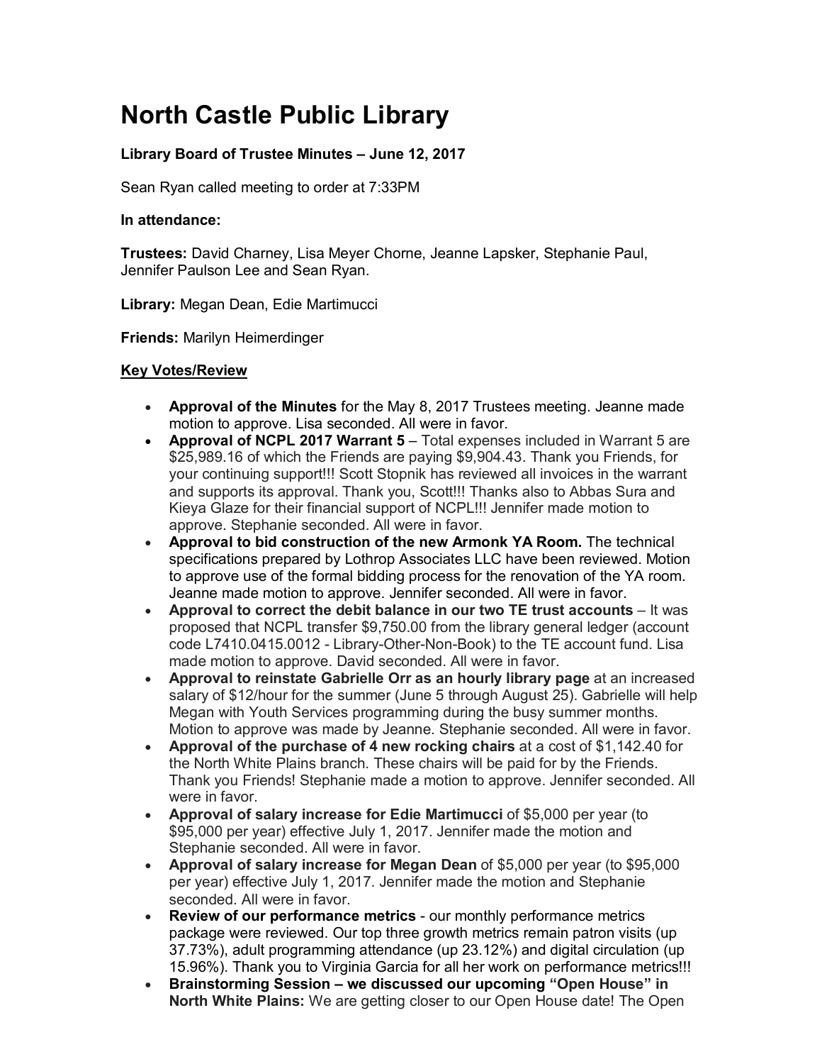# North Castle Public Library

**Library Board of Trustee Minutes – June 12, 2017**

Sean Ryan called meeting to order at 7:33PM

**In attendance:**

**Trustees:** David Charney, Lisa Meyer Chorne, Jeanne Lapsker, Stephanie Paul, Jennifer Paulson Lee and Sean Ryan.

**Library:** Megan Dean, Edie Martimucci

**Friends:** Marilyn Heimerdinger

**Key Votes/Review**

- **Approval of the Minutes** for the May 8, 2017 Trustees meeting. Jeanne made motion to approve. Lisa seconded. All were in favor.
- **Approval of NCPL 2017 Warrant 5** – Total expenses included in Warrant 5 are $25,989.16 of which the Friends are paying $9,904.43. Thank you Friends, for your continuing support!!! Scott Stopnik has reviewed all invoices in the warrant and supports its approval. Thank you, Scott!!! Thanks also to Abbas Sura and Kieya Glaze for their financial support of NCPL!!! Jennifer made motion to approve. Stephanie seconded. All were in favor.
- **Approval to bid construction of the new Armonk YA Room.** The technical specifications prepared by Lothrop Associates LLC have been reviewed. Motion to approve use of the formal bidding process for the renovation of the YA room. Jeanne made motion to approve. Jennifer seconded. All were in favor.
- **Approval to correct the debit balance in our two TE trust accounts** – It was proposed that NCPL transfer $9,750.00 from the library general ledger (account code L7410.0415.0012 - Library-Other-Non-Book) to the TE account fund. Lisa made motion to approve. David seconded. All were in favor.
- **Approval to reinstate Gabrielle Orr as an hourly library page** at an increased salary of $12/hour for the summer (June 5 through August 25). Gabrielle will help Megan with Youth Services programming during the busy summer months. Motion to approve was made by Jeanne. Stephanie seconded. All were in favor.
- **Approval of the purchase of 4 new rocking chairs** at a cost of $1,142.40 for the North White Plains branch. These chairs will be paid for by the Friends. Thank you Friends! Stephanie made a motion to approve. Jennifer seconded. All were in favor.
- **Approval of salary increase for Edie Martimucci** of $5,000 per year (to $95,000 per year) effective July 1, 2017. Jennifer made the motion and Stephanie seconded. All were in favor.
- **Approval of salary increase for Megan Dean** of $5,000 per year (to $95,000 per year) effective July 1, 2017. Jennifer made the motion and Stephanie seconded. All were in favor.
- **Review of our performance metrics** - our monthly performance metrics package were reviewed. Our top three growth metrics remain patron visits (up 37.73%), adult programming attendance (up 23.12%) and digital circulation (up 15.96%). Thank you to Virginia Garcia for all her work on performance metrics!!!
- **Brainstorming Session – we discussed our upcoming "Open House" in North White Plains:** We are getting closer to our Open House date! The Open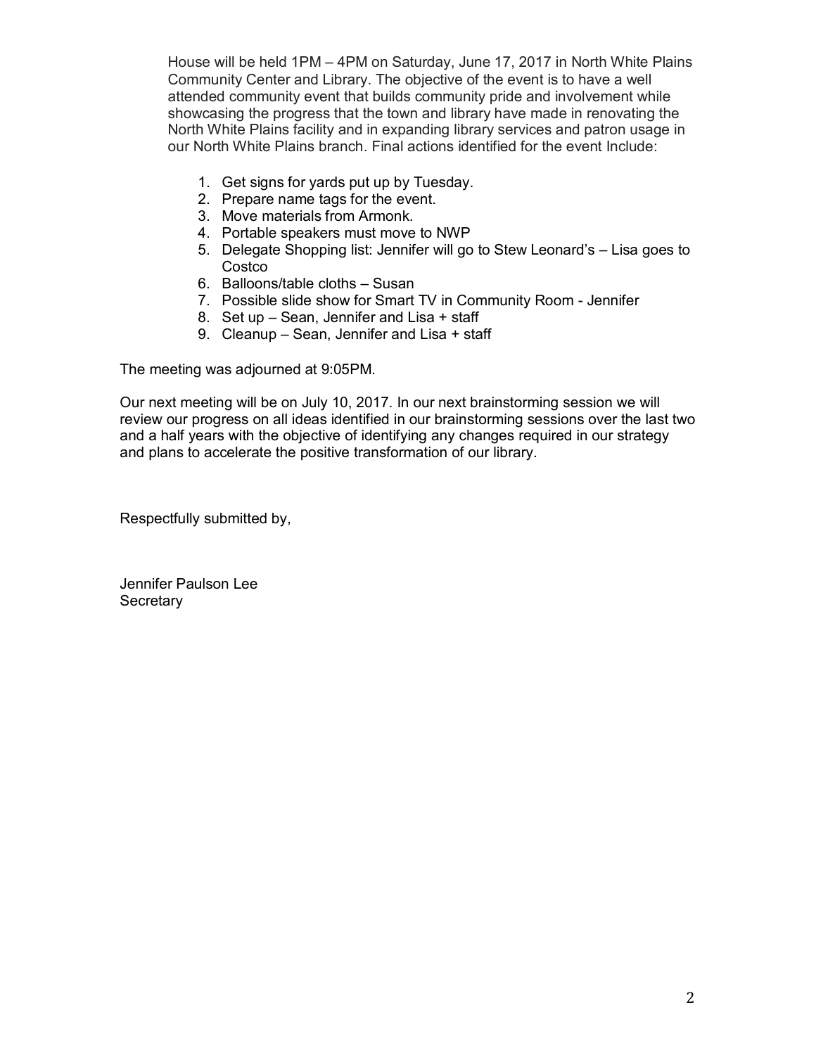House will be held 1PM – 4PM on Saturday, June 17, 2017 in North White Plains Community Center and Library. The objective of the event is to have a well attended community event that builds community pride and involvement while showcasing the progress that the town and library have made in renovating the North White Plains facility and in expanding library services and patron usage in our North White Plains branch. Final actions identified for the event Include:

1. Get signs for yards put up by Tuesday.
2. Prepare name tags for the event.
3. Move materials from Armonk.
4. Portable speakers must move to NWP
5. Delegate Shopping list: Jennifer will go to Stew Leonard's – Lisa goes to Costco
6. Balloons/table cloths – Susan
7. Possible slide show for Smart TV in Community Room - Jennifer
8. Set up – Sean, Jennifer and Lisa + staff
9. Cleanup – Sean, Jennifer and Lisa + staff

The meeting was adjourned at 9:05PM.

Our next meeting will be on July 10, 2017. In our next brainstorming session we will review our progress on all ideas identified in our brainstorming sessions over the last two and a half years with the objective of identifying any changes required in our strategy and plans to accelerate the positive transformation of our library.

Respectfully submitted by,

Jennifer Paulson Lee
Secretary